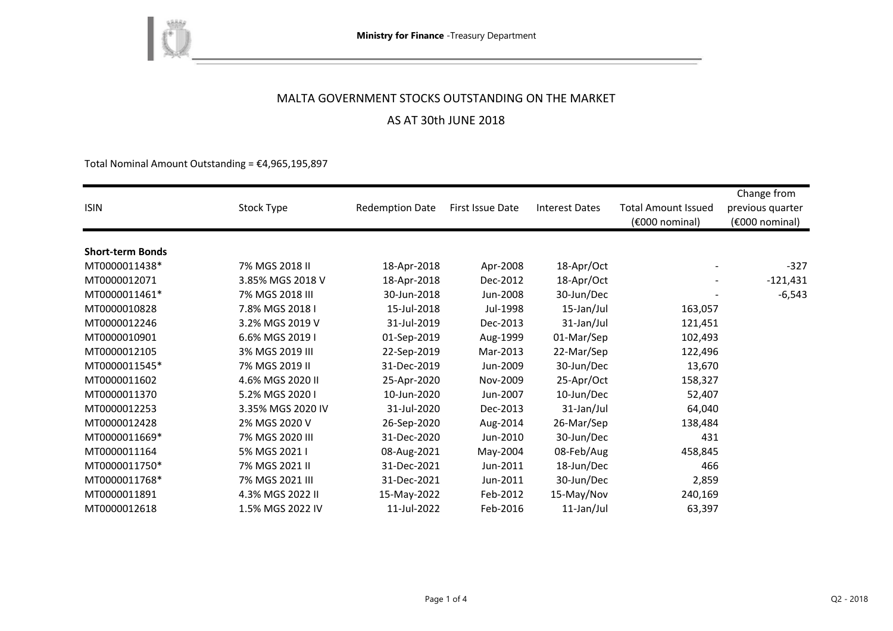Ministry for Finance -Treasury Department

# MALTA GOVERNMENT STOCKS OUTSTANDING ON THE MARKET

## AS AT 30th JUNE 2018

Total Nominal Amount Outstanding = €4,965,195,897

| ISIN | Stock Type | Redemption Date | First Issue Date | Interest Dates | Total Amount Issued (€000 nominal) | Change from previous quarter (€000 nominal) |
|---|---|---|---|---|---|---|
| **Short-term Bonds** | | | | | | |
| MT0000011438* | 7% MGS 2018 II | 18-Apr-2018 | Apr-2008 | 18-Apr/Oct | - | -327 |
| MT0000012071 | 3.85% MGS 2018 V | 18-Apr-2018 | Dec-2012 | 18-Apr/Oct | - | -121,431 |
| MT0000011461* | 7% MGS 2018 III | 30-Jun-2018 | Jun-2008 | 30-Jun/Dec | - | -6,543 |
| MT0000010828 | 7.8% MGS 2018 I | 15-Jul-2018 | Jul-1998 | 15-Jan/Jul | 163,057 | |
| MT0000012246 | 3.2% MGS 2019 V | 31-Jul-2019 | Dec-2013 | 31-Jan/Jul | 121,451 | |
| MT0000010901 | 6.6% MGS 2019 I | 01-Sep-2019 | Aug-1999 | 01-Mar/Sep | 102,493 | |
| MT0000012105 | 3% MGS 2019 III | 22-Sep-2019 | Mar-2013 | 22-Mar/Sep | 122,496 | |
| MT0000011545* | 7% MGS 2019 II | 31-Dec-2019 | Jun-2009 | 30-Jun/Dec | 13,670 | |
| MT0000011602 | 4.6% MGS 2020 II | 25-Apr-2020 | Nov-2009 | 25-Apr/Oct | 158,327 | |
| MT0000011370 | 5.2% MGS 2020 I | 10-Jun-2020 | Jun-2007 | 10-Jun/Dec | 52,407 | |
| MT0000012253 | 3.35% MGS 2020 IV | 31-Jul-2020 | Dec-2013 | 31-Jan/Jul | 64,040 | |
| MT0000012428 | 2% MGS 2020 V | 26-Sep-2020 | Aug-2014 | 26-Mar/Sep | 138,484 | |
| MT0000011669* | 7% MGS 2020 III | 31-Dec-2020 | Jun-2010 | 30-Jun/Dec | 431 | |
| MT0000011164 | 5% MGS 2021 I | 08-Aug-2021 | May-2004 | 08-Feb/Aug | 458,845 | |
| MT0000011750* | 7% MGS 2021 II | 31-Dec-2021 | Jun-2011 | 18-Jun/Dec | 466 | |
| MT0000011768* | 7% MGS 2021 III | 31-Dec-2021 | Jun-2011 | 30-Jun/Dec | 2,859 | |
| MT0000011891 | 4.3% MGS 2022 II | 15-May-2022 | Feb-2012 | 15-May/Nov | 240,169 | |
| MT0000012618 | 1.5% MGS 2022 IV | 11-Jul-2022 | Feb-2016 | 11-Jan/Jul | 63,397 | |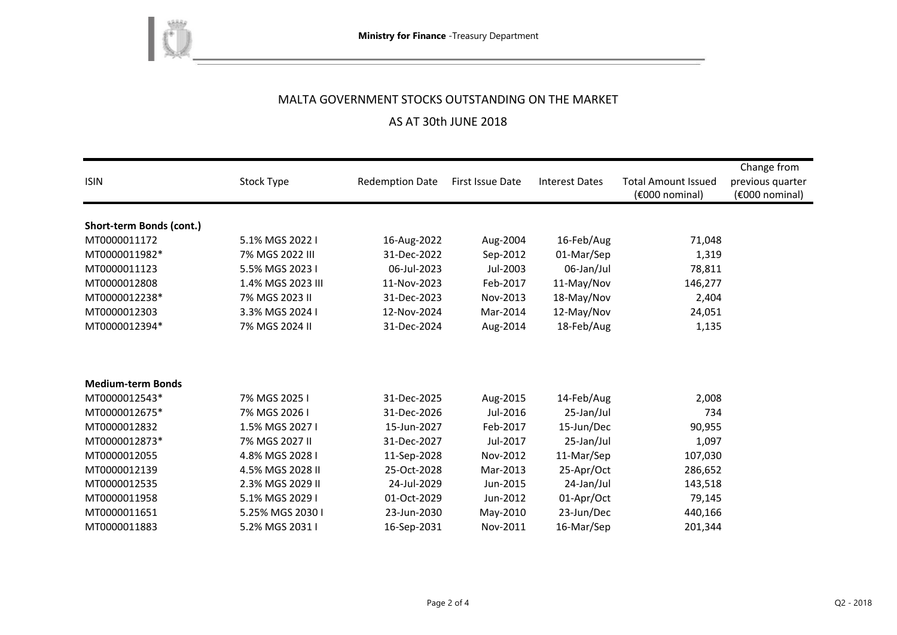# MALTA GOVERNMENT STOCKS OUTSTANDING ON THE MARKET

## AS AT 30th JUNE 2018

| ISIN | Stock Type | Redemption Date | First Issue Date | Interest Dates | Total Amount Issued (€000 nominal) | Change from previous quarter (€000 nominal) |
|---|---|---|---|---|---|---|
| **Short-term Bonds (cont.)** | | | | | | |
| MT0000011172 | 5.1% MGS 2022 I | 16-Aug-2022 | Aug-2004 | 16-Feb/Aug | 71,048 | |
| MT0000011982* | 7% MGS 2022 III | 31-Dec-2022 | Sep-2012 | 01-Mar/Sep | 1,319 | |
| MT0000011123 | 5.5% MGS 2023 I | 06-Jul-2023 | Jul-2003 | 06-Jan/Jul | 78,811 | |
| MT0000012808 | 1.4% MGS 2023 III | 11-Nov-2023 | Feb-2017 | 11-May/Nov | 146,277 | |
| MT0000012238* | 7% MGS 2023 II | 31-Dec-2023 | Nov-2013 | 18-May/Nov | 2,404 | |
| MT0000012303 | 3.3% MGS 2024 I | 12-Nov-2024 | Mar-2014 | 12-May/Nov | 24,051 | |
| MT0000012394* | 7% MGS 2024 II | 31-Dec-2024 | Aug-2014 | 18-Feb/Aug | 1,135 | |
| **Medium-term Bonds** | | | | | | |
| MT0000012543* | 7% MGS 2025 I | 31-Dec-2025 | Aug-2015 | 14-Feb/Aug | 2,008 | |
| MT0000012675* | 7% MGS 2026 I | 31-Dec-2026 | Jul-2016 | 25-Jan/Jul | 734 | |
| MT0000012832 | 1.5% MGS 2027 I | 15-Jun-2027 | Feb-2017 | 15-Jun/Dec | 90,955 | |
| MT0000012873* | 7% MGS 2027 II | 31-Dec-2027 | Jul-2017 | 25-Jan/Jul | 1,097 | |
| MT0000012055 | 4.8% MGS 2028 I | 11-Sep-2028 | Nov-2012 | 11-Mar/Sep | 107,030 | |
| MT0000012139 | 4.5% MGS 2028 II | 25-Oct-2028 | Mar-2013 | 25-Apr/Oct | 286,652 | |
| MT0000012535 | 2.3% MGS 2029 II | 24-Jul-2029 | Jun-2015 | 24-Jan/Jul | 143,518 | |
| MT0000011958 | 5.1% MGS 2029 I | 01-Oct-2029 | Jun-2012 | 01-Apr/Oct | 79,145 | |
| MT0000011651 | 5.25% MGS 2030 I | 23-Jun-2030 | May-2010 | 23-Jun/Dec | 440,166 | |
| MT0000011883 | 5.2% MGS 2031 I | 16-Sep-2031 | Nov-2011 | 16-Mar/Sep | 201,344 | |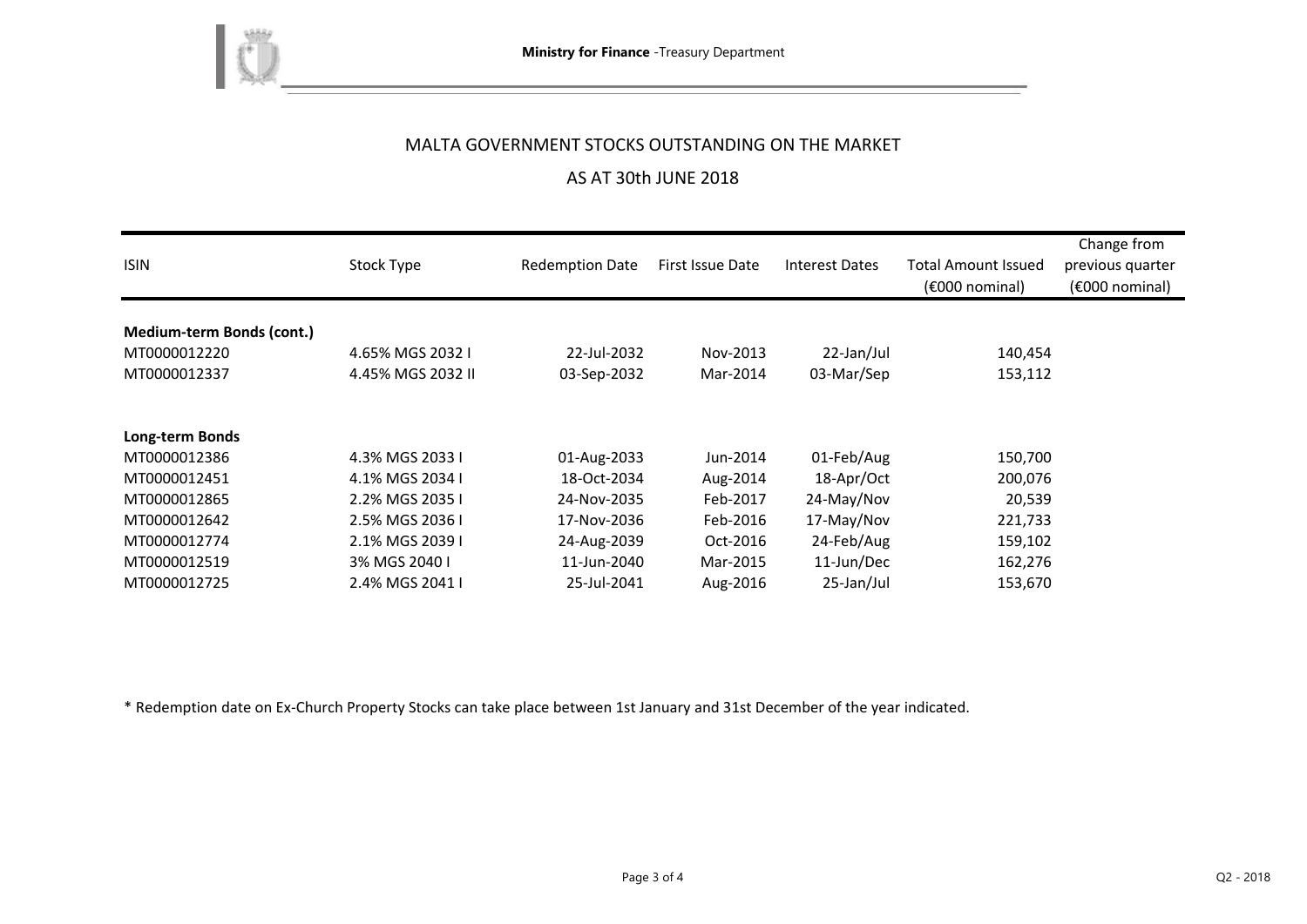# MALTA GOVERNMENT STOCKS OUTSTANDING ON THE MARKET

## AS AT 30th JUNE 2018

| ISIN | Stock Type | Redemption Date | First Issue Date | Interest Dates | Total Amount Issued (€000 nominal) | Change from previous quarter (€000 nominal) |
|---|---|---|---|---|---|---|
| **Medium-term Bonds (cont.)** | | | | | | |
| MT0000012220 | 4.65% MGS 2032 I | 22-Jul-2032 | Nov-2013 | 22-Jan/Jul | 140,454 | |
| MT0000012337 | 4.45% MGS 2032 II | 03-Sep-2032 | Mar-2014 | 03-Mar/Sep | 153,112 | |
| **Long-term Bonds** | | | | | | |
| MT0000012386 | 4.3% MGS 2033 I | 01-Aug-2033 | Jun-2014 | 01-Feb/Aug | 150,700 | |
| MT0000012451 | 4.1% MGS 2034 I | 18-Oct-2034 | Aug-2014 | 18-Apr/Oct | 200,076 | |
| MT0000012865 | 2.2% MGS 2035 I | 24-Nov-2035 | Feb-2017 | 24-May/Nov | 20,539 | |
| MT0000012642 | 2.5% MGS 2036 I | 17-Nov-2036 | Feb-2016 | 17-May/Nov | 221,733 | |
| MT0000012774 | 2.1% MGS 2039 I | 24-Aug-2039 | Oct-2016 | 24-Feb/Aug | 159,102 | |
| MT0000012519 | 3% MGS 2040 I | 11-Jun-2040 | Mar-2015 | 11-Jun/Dec | 162,276 | |
| MT0000012725 | 2.4% MGS 2041 I | 25-Jul-2041 | Aug-2016 | 25-Jan/Jul | 153,670 | |

* Redemption date on Ex-Church Property Stocks can take place between 1st January and 31st December of the year indicated.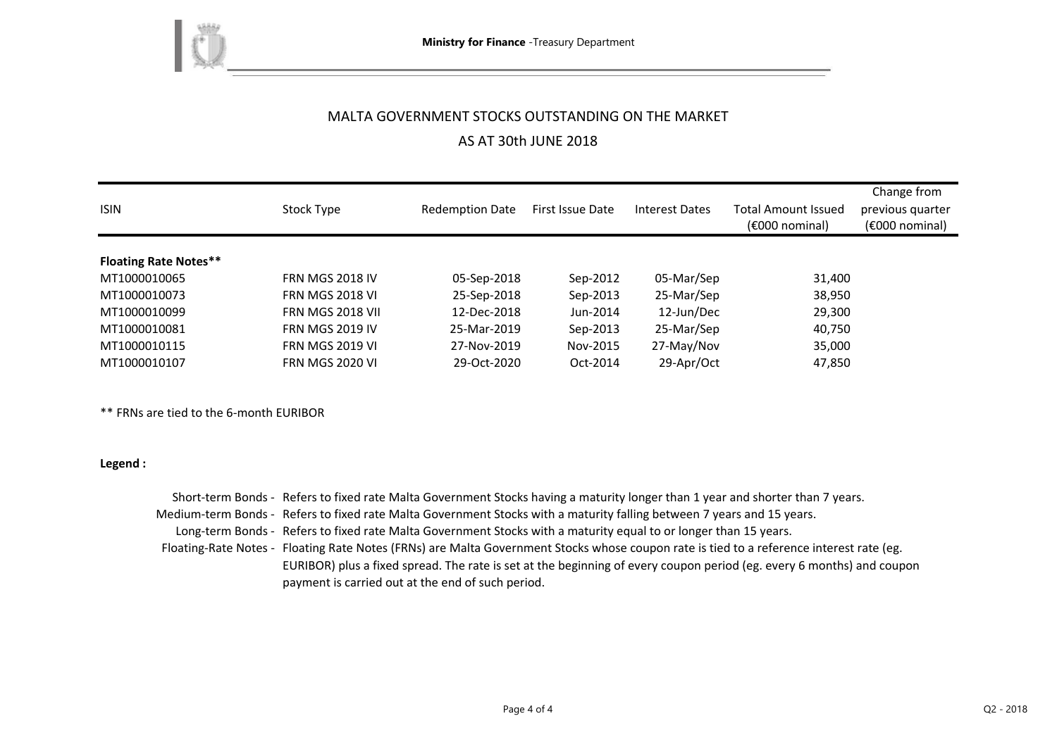# MALTA GOVERNMENT STOCKS OUTSTANDING ON THE MARKET

## AS AT 30th JUNE 2018

| ISIN | Stock Type | Redemption Date | First Issue Date | Interest Dates | Total Amount Issued (€000 nominal) | Change from previous quarter (€000 nominal) |
|---|---|---|---|---|---|---|
| **Floating Rate Notes**** | | | | | | |
| MT1000010065 | FRN MGS 2018 IV | 05-Sep-2018 | Sep-2012 | 05-Mar/Sep | 31,400 | |
| MT1000010073 | FRN MGS 2018 VI | 25-Sep-2018 | Sep-2013 | 25-Mar/Sep | 38,950 | |
| MT1000010099 | FRN MGS 2018 VII | 12-Dec-2018 | Jun-2014 | 12-Jun/Dec | 29,300 | |
| MT1000010081 | FRN MGS 2019 IV | 25-Mar-2019 | Sep-2013 | 25-Mar/Sep | 40,750 | |
| MT1000010115 | FRN MGS 2019 VI | 27-Nov-2019 | Nov-2015 | 27-May/Nov | 35,000 | |
| MT1000010107 | FRN MGS 2020 VI | 29-Oct-2020 | Oct-2014 | 29-Apr/Oct | 47,850 | |

** FRNs are tied to the 6-month EURIBOR

**Legend :**

- Short-term Bonds - Refers to fixed rate Malta Government Stocks having a maturity longer than 1 year and shorter than 7 years.
- Medium-term Bonds - Refers to fixed rate Malta Government Stocks with a maturity falling between 7 years and 15 years.
- Long-term Bonds - Refers to fixed rate Malta Government Stocks with a maturity equal to or longer than 15 years.
- Floating-Rate Notes - Floating Rate Notes (FRNs) are Malta Government Stocks whose coupon rate is tied to a reference interest rate (eg. EURIBOR) plus a fixed spread. The rate is set at the beginning of every coupon period (eg. every 6 months) and coupon payment is carried out at the end of such period.